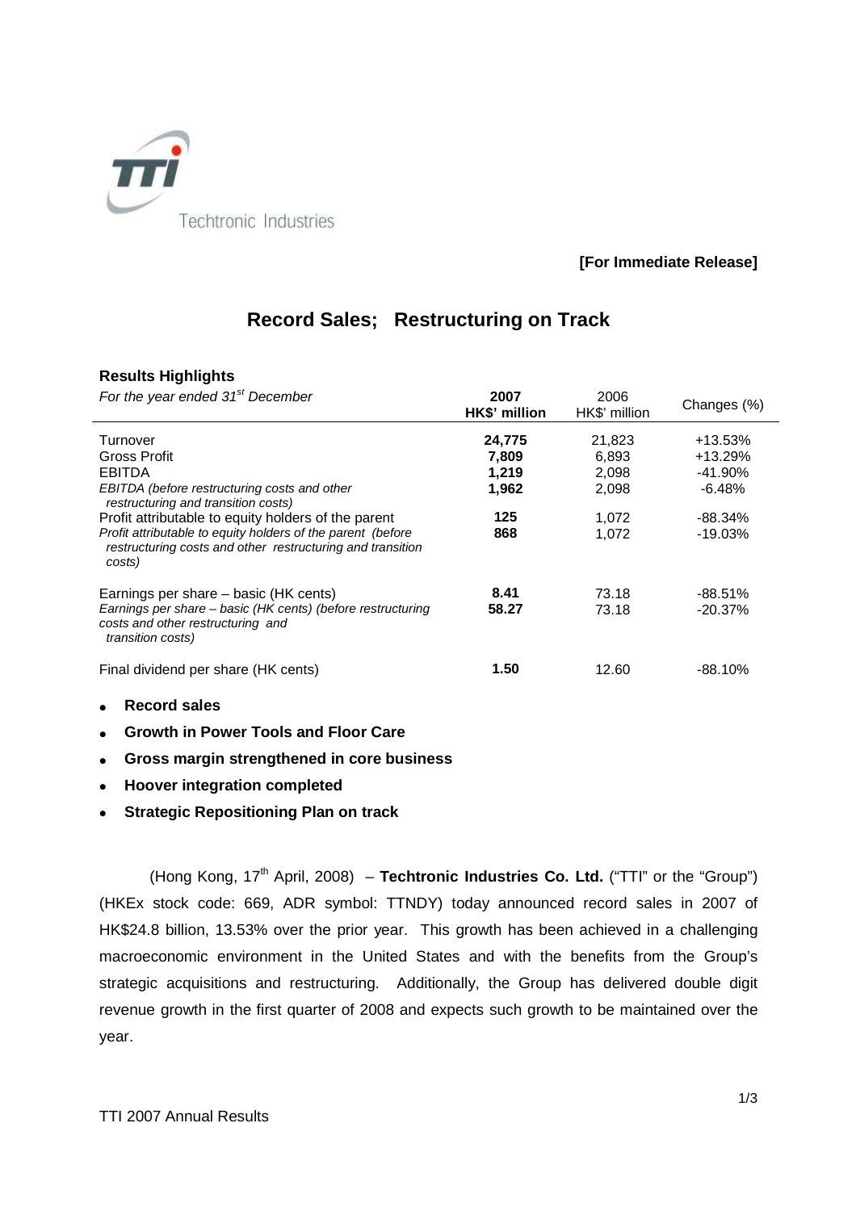Techtronic Industries

**[For Immediate Release]**

# Record Sales; Restructuring on Track

**Results Highlights**

| *For the year ended 31st December* | **2007 HK$' million** | 2006 HK$' million | Changes (%) |
|---|---|---|---|
| Turnover | **24,775** | 21,823 | +13.53% |
| Gross Profit | **7,809** | 6,893 | +13.29% |
| EBITDA | **1,219** | 2,098 | -41.90% |
| *EBITDA (before restructuring costs and other restructuring and transition costs)* | **1,962** | 2,098 | -6.48% |
| Profit attributable to equity holders of the parent | **125** | 1,072 | -88.34% |
| *Profit attributable to equity holders of the parent (before restructuring costs and other restructuring and transition costs)* | **868** | 1,072 | -19.03% |
| Earnings per share – basic (HK cents) | **8.41** | 73.18 | -88.51% |
| *Earnings per share – basic (HK cents) (before restructuring costs and other restructuring and transition costs)* | **58.27** | 73.18 | -20.37% |
| Final dividend per share (HK cents) | **1.50** | 12.60 | -88.10% |

- **Record sales**
- **Growth in Power Tools and Floor Care**
- **Gross margin strengthened in core business**
- **Hoover integration completed**
- **Strategic Repositioning Plan on track**

(Hong Kong, 17th April, 2008) – **Techtronic Industries Co. Ltd.** ("TTI" or the "Group") (HKEx stock code: 669, ADR symbol: TTNDY) today announced record sales in 2007 of HK$24.8 billion, 13.53% over the prior year. This growth has been achieved in a challenging macroeconomic environment in the United States and with the benefits from the Group's strategic acquisitions and restructuring. Additionally, the Group has delivered double digit revenue growth in the first quarter of 2008 and expects such growth to be maintained over the year.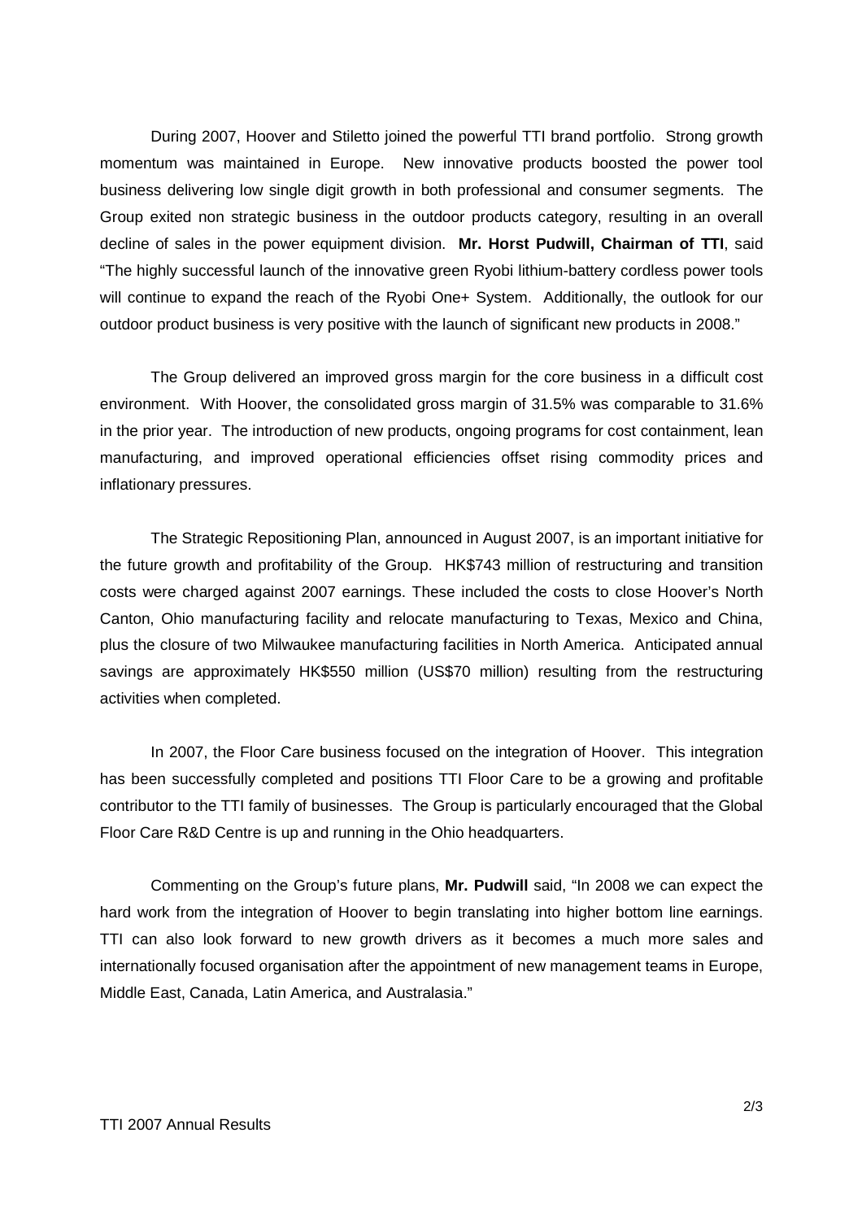During 2007, Hoover and Stiletto joined the powerful TTI brand portfolio. Strong growth momentum was maintained in Europe. New innovative products boosted the power tool business delivering low single digit growth in both professional and consumer segments. The Group exited non strategic business in the outdoor products category, resulting in an overall decline of sales in the power equipment division. **Mr. Horst Pudwill, Chairman of TTI**, said "The highly successful launch of the innovative green Ryobi lithium-battery cordless power tools will continue to expand the reach of the Ryobi One+ System. Additionally, the outlook for our outdoor product business is very positive with the launch of significant new products in 2008."

The Group delivered an improved gross margin for the core business in a difficult cost environment. With Hoover, the consolidated gross margin of 31.5% was comparable to 31.6% in the prior year. The introduction of new products, ongoing programs for cost containment, lean manufacturing, and improved operational efficiencies offset rising commodity prices and inflationary pressures.

The Strategic Repositioning Plan, announced in August 2007, is an important initiative for the future growth and profitability of the Group. HK$743 million of restructuring and transition costs were charged against 2007 earnings. These included the costs to close Hoover's North Canton, Ohio manufacturing facility and relocate manufacturing to Texas, Mexico and China, plus the closure of two Milwaukee manufacturing facilities in North America. Anticipated annual savings are approximately HK$550 million (US$70 million) resulting from the restructuring activities when completed.

In 2007, the Floor Care business focused on the integration of Hoover. This integration has been successfully completed and positions TTI Floor Care to be a growing and profitable contributor to the TTI family of businesses. The Group is particularly encouraged that the Global Floor Care R&D Centre is up and running in the Ohio headquarters.

Commenting on the Group's future plans, **Mr. Pudwill** said, "In 2008 we can expect the hard work from the integration of Hoover to begin translating into higher bottom line earnings. TTI can also look forward to new growth drivers as it becomes a much more sales and internationally focused organisation after the appointment of new management teams in Europe, Middle East, Canada, Latin America, and Australasia."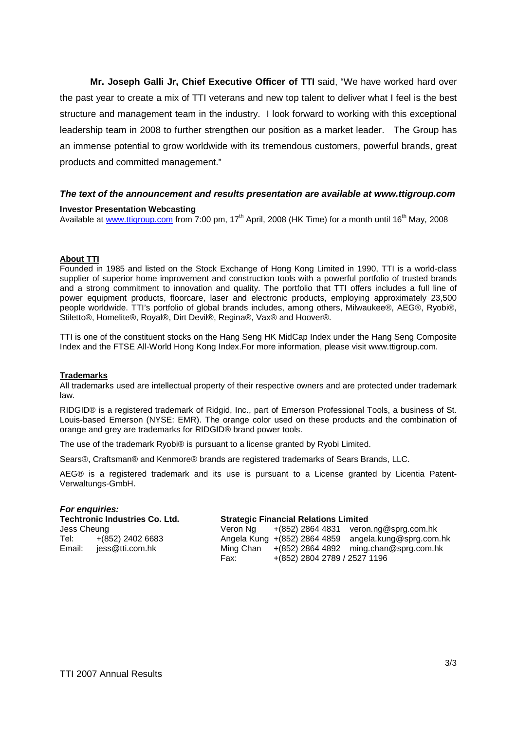**Mr. Joseph Galli Jr, Chief Executive Officer of TTI** said, "We have worked hard over the past year to create a mix of TTI veterans and new top talent to deliver what I feel is the best structure and management team in the industry. I look forward to working with this exceptional leadership team in 2008 to further strengthen our position as a market leader. The Group has an immense potential to grow worldwide with its tremendous customers, powerful brands, great products and committed management."

***The text of the announcement and results presentation are available at www.ttigroup.com***

**Investor Presentation Webcasting**

Available at www.ttigroup.com from 7:00 pm, 17th April, 2008 (HK Time) for a month until 16th May, 2008

**About TTI**

Founded in 1985 and listed on the Stock Exchange of Hong Kong Limited in 1990, TTI is a world-class supplier of superior home improvement and construction tools with a powerful portfolio of trusted brands and a strong commitment to innovation and quality. The portfolio that TTI offers includes a full line of power equipment products, floorcare, laser and electronic products, employing approximately 23,500 people worldwide. TTI's portfolio of global brands includes, among others, Milwaukee®, AEG®, Ryobi®, Stiletto®, Homelite®, Royal®, Dirt Devil®, Regina®, Vax® and Hoover®.

TTI is one of the constituent stocks on the Hang Seng HK MidCap Index under the Hang Seng Composite Index and the FTSE All-World Hong Kong Index.For more information, please visit www.ttigroup.com.

**Trademarks**

All trademarks used are intellectual property of their respective owners and are protected under trademark law.

RIDGID® is a registered trademark of Ridgid, Inc., part of Emerson Professional Tools, a business of St. Louis-based Emerson (NYSE: EMR). The orange color used on these products and the combination of orange and grey are trademarks for RIDGID® brand power tools.

The use of the trademark Ryobi® is pursuant to a license granted by Ryobi Limited.

Sears®, Craftsman® and Kenmore® brands are registered trademarks of Sears Brands, LLC.

AEG® is a registered trademark and its use is pursuant to a License granted by Licentia Patent-Verwaltungs-GmbH.

***For enquiries:***

**Techtronic Industries Co. Ltd.**

Jess Cheung
Tel: +(852) 2402 6683
Email: jess@tti.com.hk

**Strategic Financial Relations Limited**

| | | |
|---|---|---|
| Veron Ng | +(852) 2864 4831 | veron.ng@sprg.com.hk |
| Angela Kung | +(852) 2864 4859 | angela.kung@sprg.com.hk |
| Ming Chan | +(852) 2864 4892 | ming.chan@sprg.com.hk |
| Fax: | +(852) 2804 2789 / 2527 1196 | |

TTI 2007 Annual Results